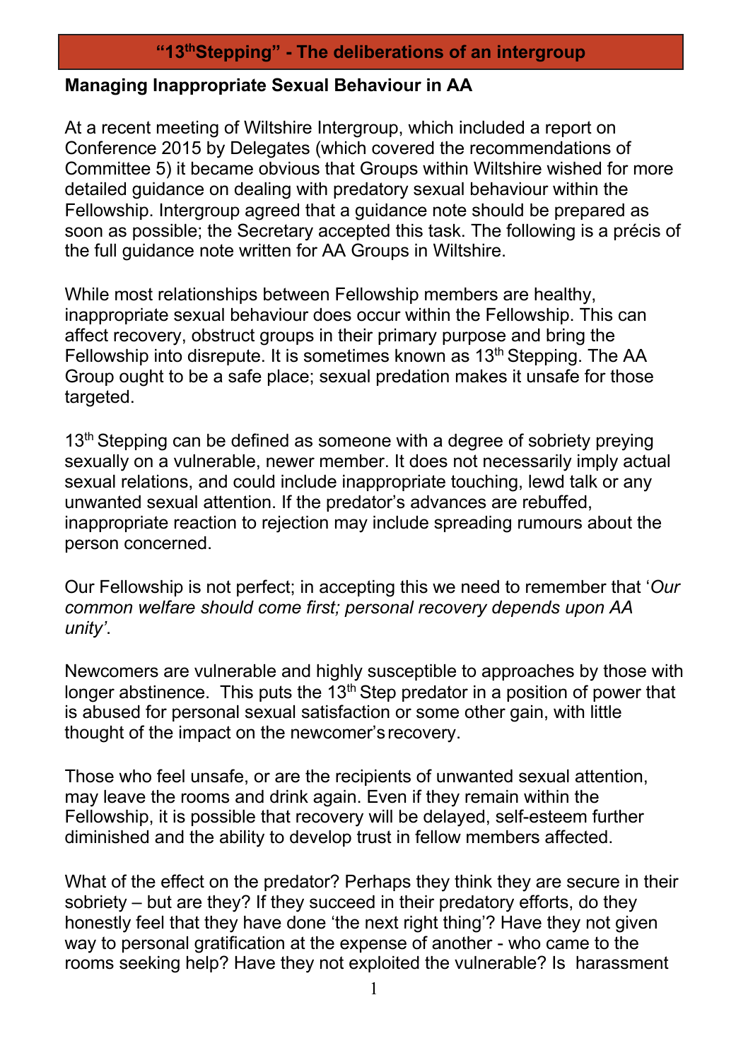# “13th Stepping” - The deliberations of an intergroup

## Managing Inappropriate Sexual Behaviour in AA

At a recent meeting of Wiltshire Intergroup, which included a report on Conference 2015 by Delegates (which covered the recommendations of Committee 5) it became obvious that Groups within Wiltshire wished for more detailed guidance on dealing with predatory sexual behaviour within the Fellowship. Intergroup agreed that a guidance note should be prepared as soon as possible; the Secretary accepted this task. The following is a précis of the full guidance note written for AA Groups in Wiltshire.

While most relationships between Fellowship members are healthy, inappropriate sexual behaviour does occur within the Fellowship. This can affect recovery, obstruct groups in their primary purpose and bring the Fellowship into disrepute. It is sometimes known as 13th Stepping. The AA Group ought to be a safe place; sexual predation makes it unsafe for those targeted.

13th Stepping can be defined as someone with a degree of sobriety preying sexually on a vulnerable, newer member. It does not necessarily imply actual sexual relations, and could include inappropriate touching, lewd talk or any unwanted sexual attention. If the predator’s advances are rebuffed, inappropriate reaction to rejection may include spreading rumours about the person concerned.

Our Fellowship is not perfect; in accepting this we need to remember that ‘*Our common welfare should come first; personal recovery depends upon AA unity’*.

Newcomers are vulnerable and highly susceptible to approaches by those with longer abstinence. This puts the 13th Step predator in a position of power that is abused for personal sexual satisfaction or some other gain, with little thought of the impact on the newcomer’s recovery.

Those who feel unsafe, or are the recipients of unwanted sexual attention, may leave the rooms and drink again. Even if they remain within the Fellowship, it is possible that recovery will be delayed, self-esteem further diminished and the ability to develop trust in fellow members affected.

What of the effect on the predator? Perhaps they think they are secure in their sobriety – but are they? If they succeed in their predatory efforts, do they honestly feel that they have done ‘the next right thing’? Have they not given way to personal gratification at the expense of another - who came to the rooms seeking help? Have they not exploited the vulnerable? Is harassment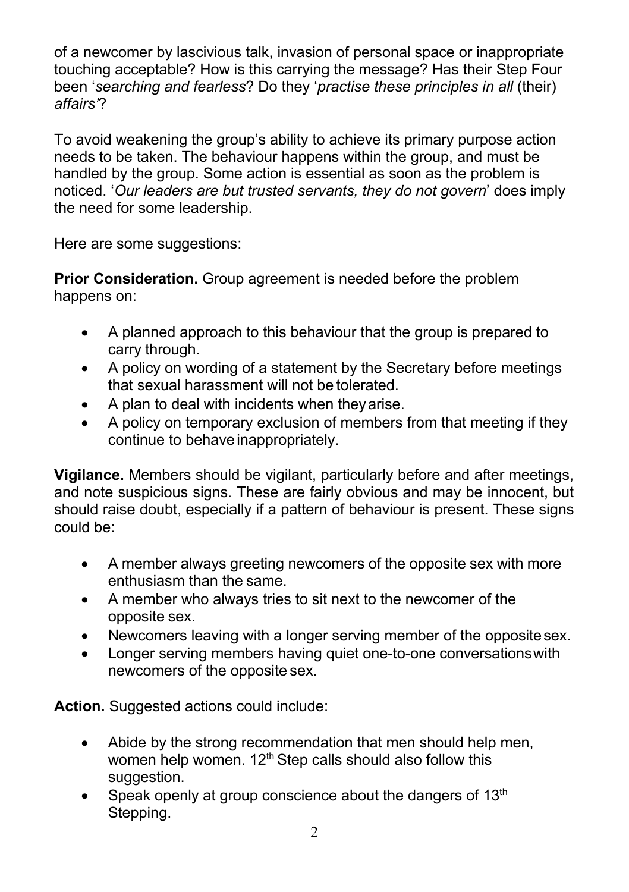of a newcomer by lascivious talk, invasion of personal space or inappropriate touching acceptable? How is this carrying the message? Has their Step Four been '*searching and fearless*? Do they '*practise these principles in all* (their) *affairs'*?

To avoid weakening the group's ability to achieve its primary purpose action needs to be taken. The behaviour happens within the group, and must be handled by the group. Some action is essential as soon as the problem is noticed. '*Our leaders are but trusted servants, they do not govern*' does imply the need for some leadership.

Here are some suggestions:

**Prior Consideration.** Group agreement is needed before the problem happens on:

- A planned approach to this behaviour that the group is prepared to carry through.
- A policy on wording of a statement by the Secretary before meetings that sexual harassment will not be tolerated.
- A plan to deal with incidents when they arise.
- A policy on temporary exclusion of members from that meeting if they continue to behave inappropriately.

**Vigilance.** Members should be vigilant, particularly before and after meetings, and note suspicious signs. These are fairly obvious and may be innocent, but should raise doubt, especially if a pattern of behaviour is present. These signs could be:

- A member always greeting newcomers of the opposite sex with more enthusiasm than the same.
- A member who always tries to sit next to the newcomer of the opposite sex.
- Newcomers leaving with a longer serving member of the opposite sex.
- Longer serving members having quiet one-to-one conversations with newcomers of the opposite sex.

**Action.** Suggested actions could include:

- Abide by the strong recommendation that men should help men, women help women. 12th Step calls should also follow this suggestion.
- Speak openly at group conscience about the dangers of 13th Stepping.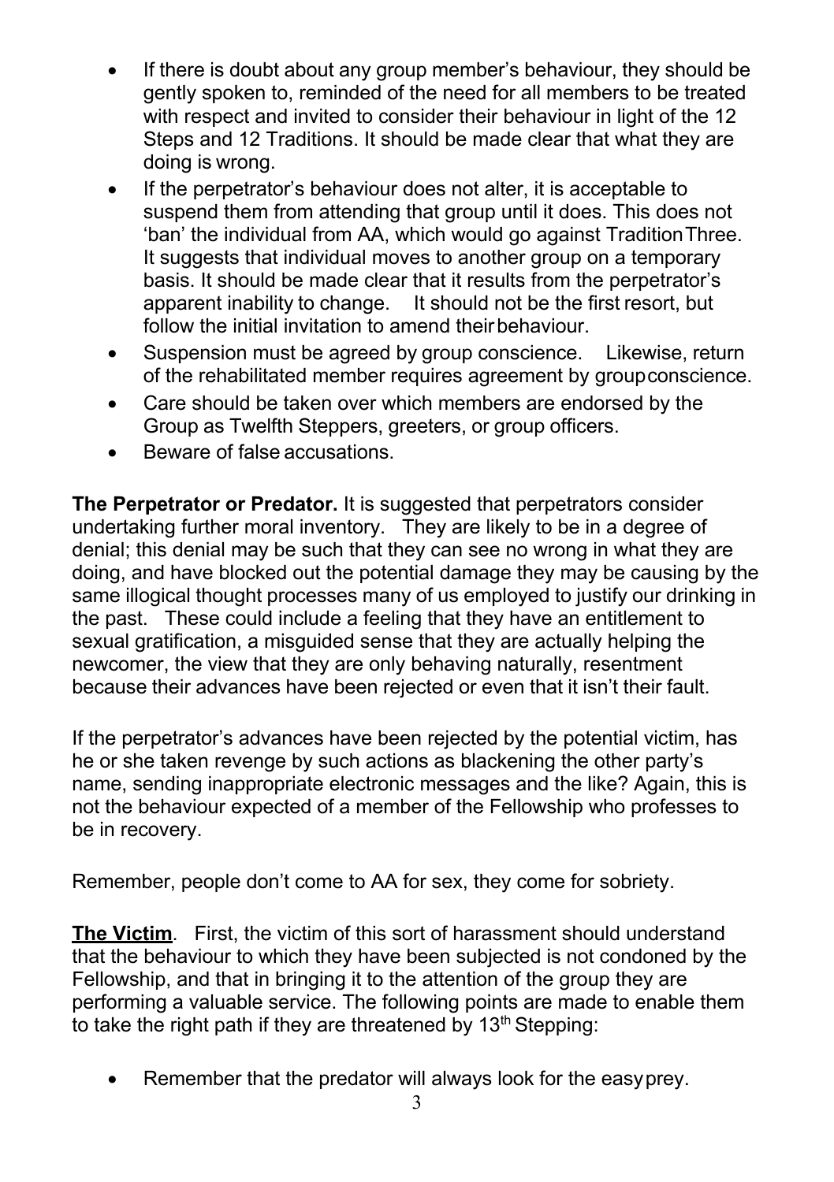- If there is doubt about any group member's behaviour, they should be gently spoken to, reminded of the need for all members to be treated with respect and invited to consider their behaviour in light of the 12 Steps and 12 Traditions. It should be made clear that what they are doing is wrong.
- If the perpetrator's behaviour does not alter, it is acceptable to suspend them from attending that group until it does. This does not 'ban' the individual from AA, which would go against Tradition Three. It suggests that individual moves to another group on a temporary basis. It should be made clear that it results from the perpetrator's apparent inability to change. It should not be the first resort, but follow the initial invitation to amend their behaviour.
- Suspension must be agreed by group conscience. Likewise, return of the rehabilitated member requires agreement by group conscience.
- Care should be taken over which members are endorsed by the Group as Twelfth Steppers, greeters, or group officers.
- Beware of false accusations.

**The Perpetrator or Predator.** It is suggested that perpetrators consider undertaking further moral inventory. They are likely to be in a degree of denial; this denial may be such that they can see no wrong in what they are doing, and have blocked out the potential damage they may be causing by the same illogical thought processes many of us employed to justify our drinking in the past. These could include a feeling that they have an entitlement to sexual gratification, a misguided sense that they are actually helping the newcomer, the view that they are only behaving naturally, resentment because their advances have been rejected or even that it isn't their fault.

If the perpetrator's advances have been rejected by the potential victim, has he or she taken revenge by such actions as blackening the other party's name, sending inappropriate electronic messages and the like? Again, this is not the behaviour expected of a member of the Fellowship who professes to be in recovery.

Remember, people don't come to AA for sex, they come for sobriety.

**<u>The Victim</u>**. First, the victim of this sort of harassment should understand that the behaviour to which they have been subjected is not condoned by the Fellowship, and that in bringing it to the attention of the group they are performing a valuable service. The following points are made to enable them to take the right path if they are threatened by 13th Stepping:

- Remember that the predator will always look for the easy prey.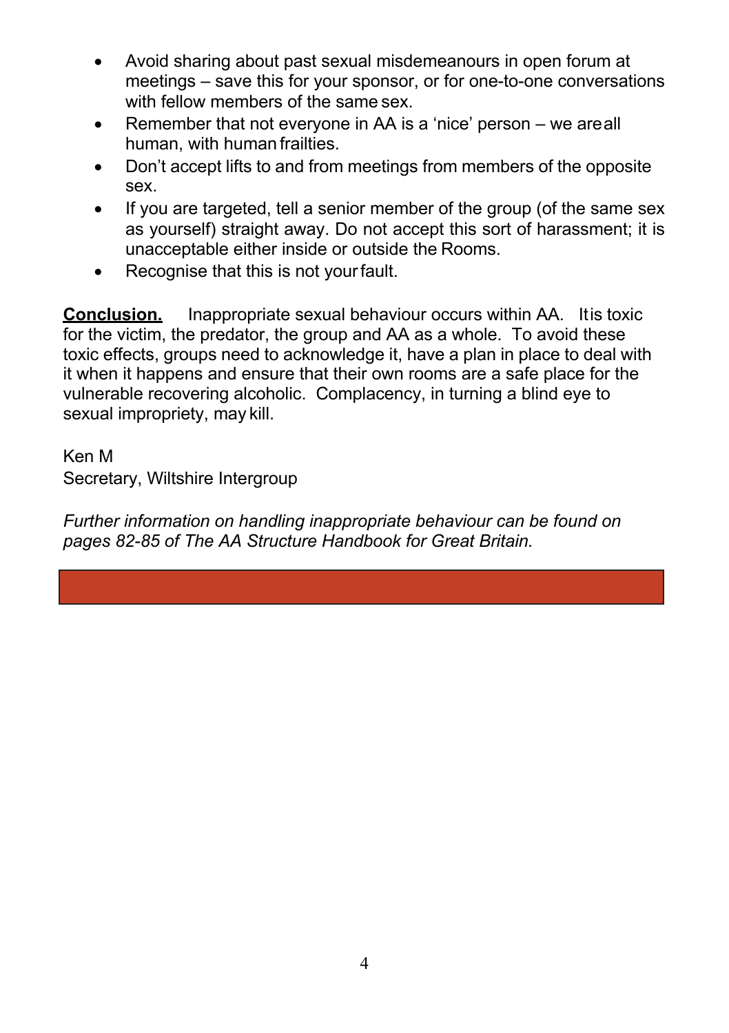- Avoid sharing about past sexual misdemeanours in open forum at meetings – save this for your sponsor, or for one-to-one conversations with fellow members of the same sex.
- Remember that not everyone in AA is a 'nice' person – we are all human, with human frailties.
- Don't accept lifts to and from meetings from members of the opposite sex.
- If you are targeted, tell a senior member of the group (of the same sex as yourself) straight away. Do not accept this sort of harassment; it is unacceptable either inside or outside the Rooms.
- Recognise that this is not your fault.

**Conclusion.** Inappropriate sexual behaviour occurs within AA. It is toxic for the victim, the predator, the group and AA as a whole. To avoid these toxic effects, groups need to acknowledge it, have a plan in place to deal with it when it happens and ensure that their own rooms are a safe place for the vulnerable recovering alcoholic. Complacency, in turning a blind eye to sexual impropriety, may kill.

Ken M
Secretary, Wiltshire Intergroup

*Further information on handling inappropriate behaviour can be found on pages 82-85 of The AA Structure Handbook for Great Britain.*